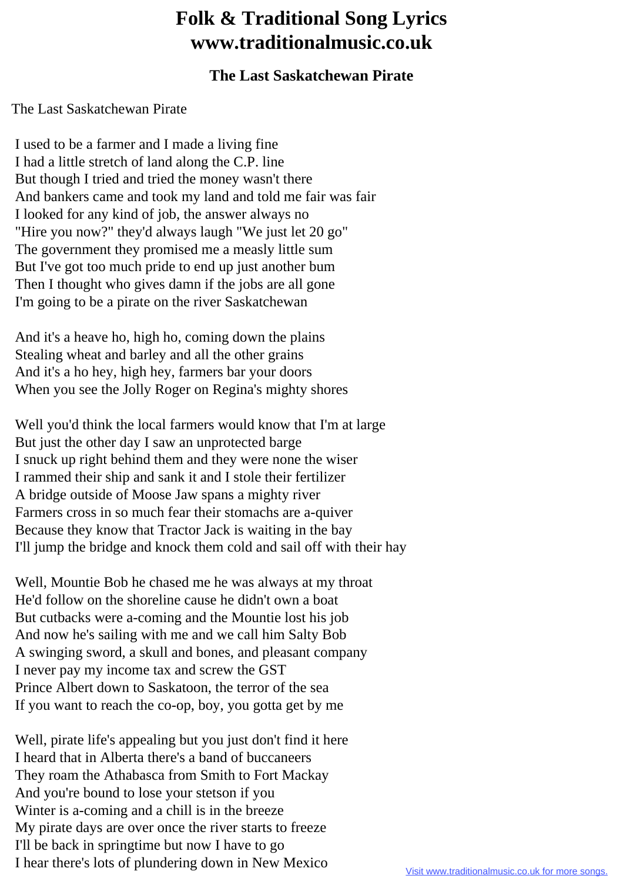# Folk & Traditional Song Lyrics
# www.traditionalmusic.co.uk

### The Last Saskatchewan Pirate

The Last Saskatchewan Pirate

I used to be a farmer and I made a living fine
I had a little stretch of land along the C.P. line
But though I tried and tried the money wasn't there
And bankers came and took my land and told me fair was fair
I looked for any kind of job, the answer always no
"Hire you now?" they'd always laugh "We just let 20 go"
The government they promised me a measly little sum
But I've got too much pride to end up just another bum
Then I thought who gives damn if the jobs are all gone
I'm going to be a pirate on the river Saskatchewan

And it's a heave ho, high ho, coming down the plains
Stealing wheat and barley and all the other grains
And it's a ho hey, high hey, farmers bar your doors
When you see the Jolly Roger on Regina's mighty shores

Well you'd think the local farmers would know that I'm at large
But just the other day I saw an unprotected barge
I snuck up right behind them and they were none the wiser
I rammed their ship and sank it and I stole their fertilizer
A bridge outside of Moose Jaw spans a mighty river
Farmers cross in so much fear their stomachs are a-quiver
Because they know that Tractor Jack is waiting in the bay
I'll jump the bridge and knock them cold and sail off with their hay

Well, Mountie Bob he chased me he was always at my throat
He'd follow on the shoreline cause he didn't own a boat
But cutbacks were a-coming and the Mountie lost his job
And now he's sailing with me and we call him Salty Bob
A swinging sword, a skull and bones, and pleasant company
I never pay my income tax and screw the GST
Prince Albert down to Saskatoon, the terror of the sea
If you want to reach the co-op, boy, you gotta get by me

Well, pirate life's appealing but you just don't find it here
I heard that in Alberta there's a band of buccaneers
They roam the Athabasca from Smith to Fort Mackay
And you're bound to lose your stetson if you
Winter is a-coming and a chill is in the breeze
My pirate days are over once the river starts to freeze
I'll be back in springtime but now I have to go
I hear there's lots of plundering down in New Mexico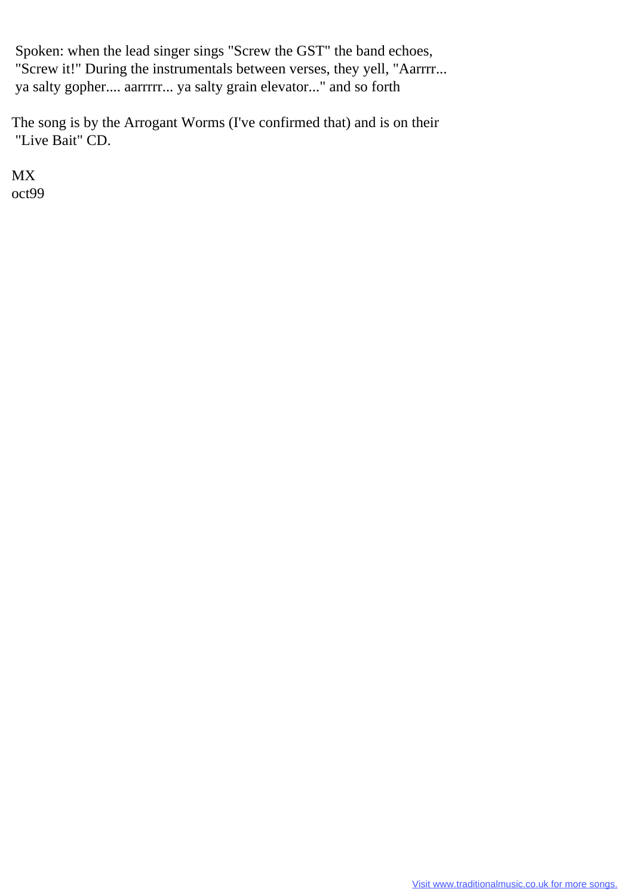Spoken: when the lead singer sings "Screw the GST" the band echoes, "Screw it!" During the instrumentals between verses, they yell, "Aarrrr... ya salty gopher.... aarrrrr... ya salty grain elevator..." and so forth

The song is by the Arrogant Worms (I've confirmed that) and is on their "Live Bait" CD.

MX
oct99